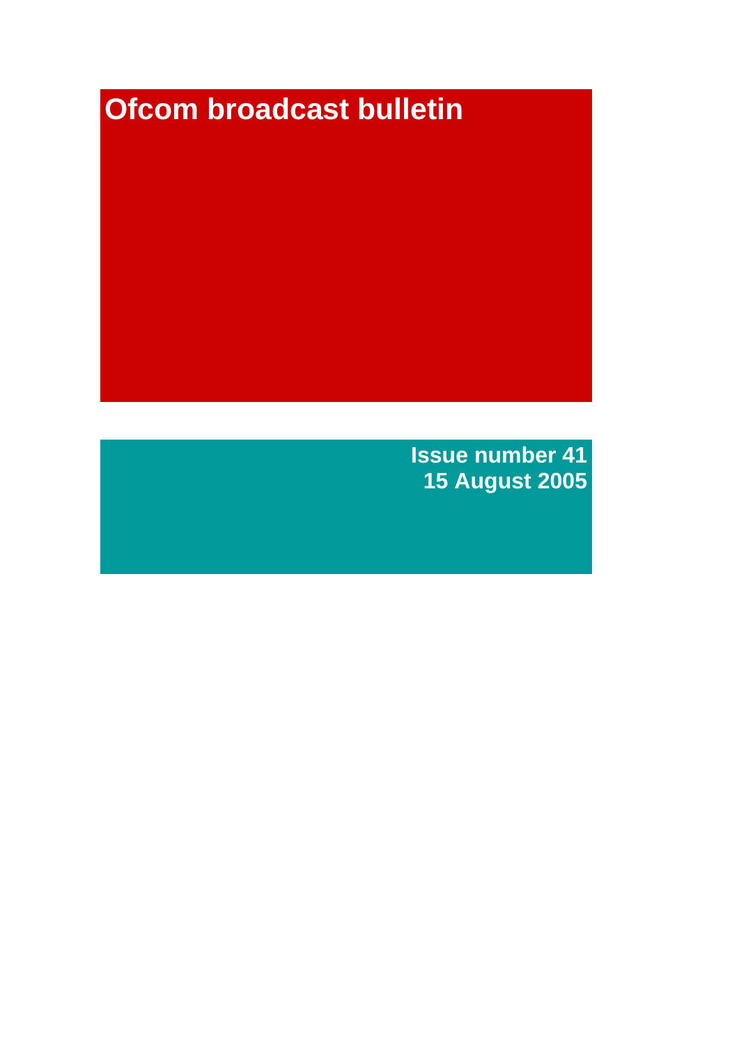# Ofcom broadcast bulletin

**Issue number 41**
**15 August 2005**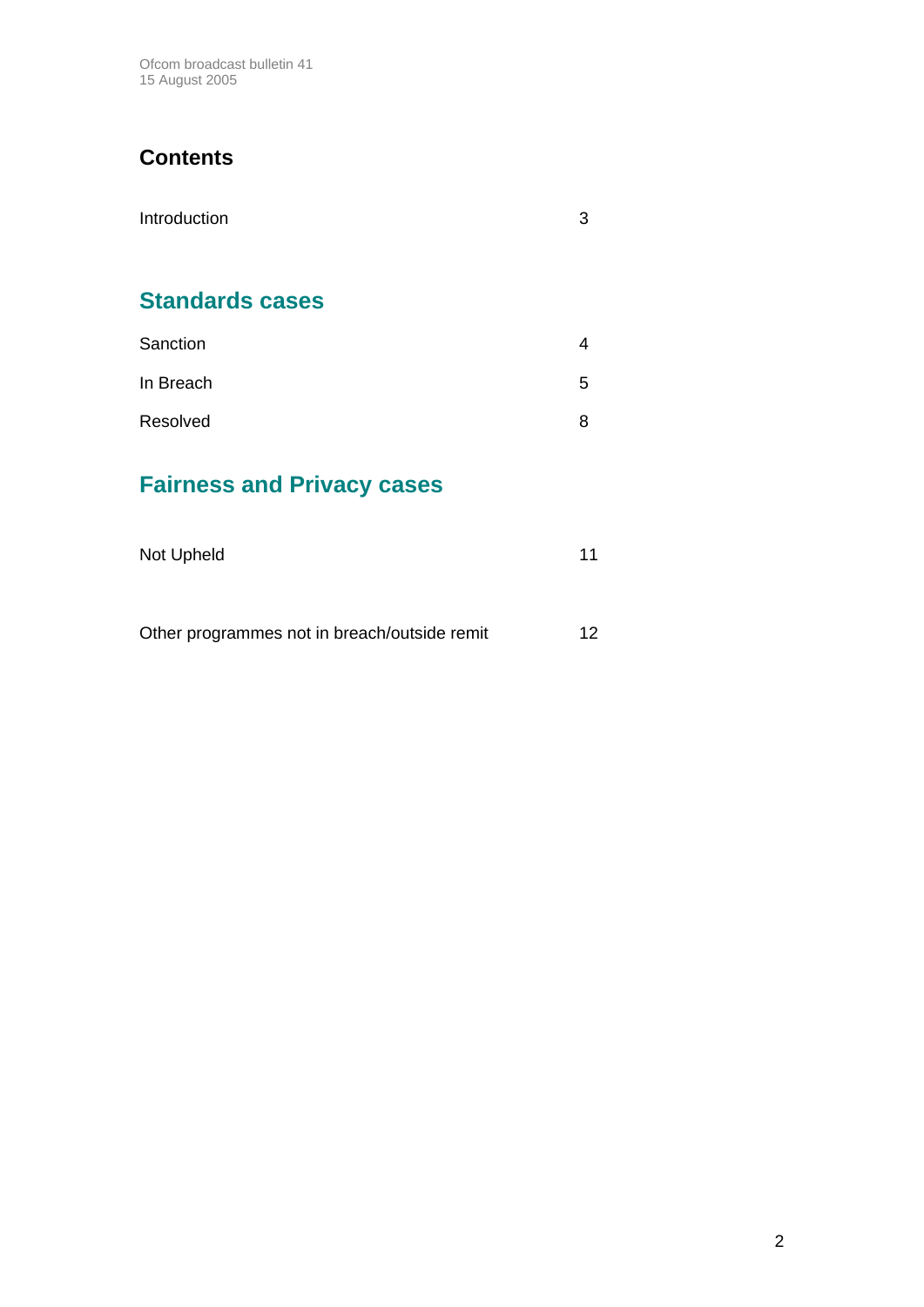# Contents

| | |
|---|---|
| Introduction | 3 |

## Standards cases

| | |
|---|---|
| Sanction | 4 |
| In Breach | 5 |
| Resolved | 8 |

## Fairness and Privacy cases

| | |
|---|---|
| Not Upheld | 11 |
| Other programmes not in breach/outside remit | 12 |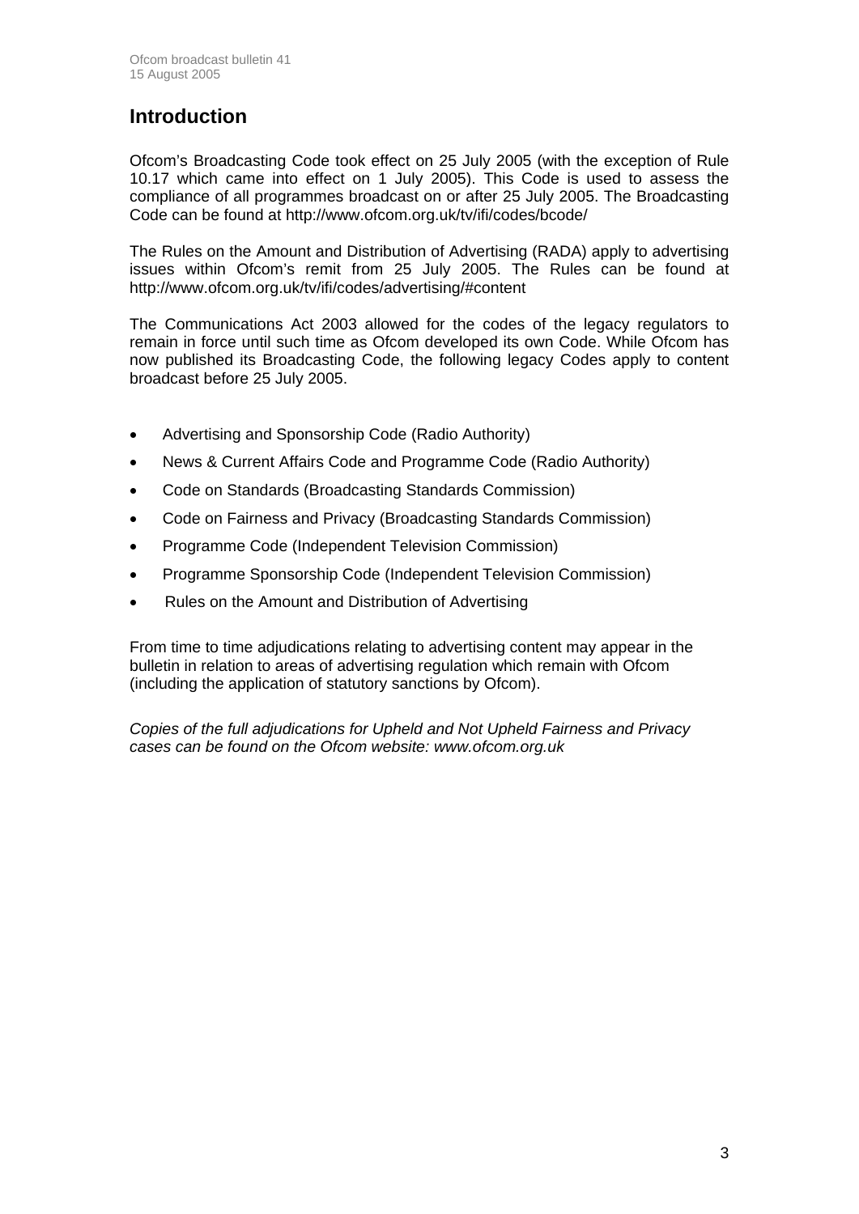# Introduction

Ofcom's Broadcasting Code took effect on 25 July 2005 (with the exception of Rule 10.17 which came into effect on 1 July 2005). This Code is used to assess the compliance of all programmes broadcast on or after 25 July 2005. The Broadcasting Code can be found at http://www.ofcom.org.uk/tv/ifi/codes/bcode/

The Rules on the Amount and Distribution of Advertising (RADA) apply to advertising issues within Ofcom's remit from 25 July 2005. The Rules can be found at http://www.ofcom.org.uk/tv/ifi/codes/advertising/#content

The Communications Act 2003 allowed for the codes of the legacy regulators to remain in force until such time as Ofcom developed its own Code. While Ofcom has now published its Broadcasting Code, the following legacy Codes apply to content broadcast before 25 July 2005.

- Advertising and Sponsorship Code (Radio Authority)
- News & Current Affairs Code and Programme Code (Radio Authority)
- Code on Standards (Broadcasting Standards Commission)
- Code on Fairness and Privacy (Broadcasting Standards Commission)
- Programme Code (Independent Television Commission)
- Programme Sponsorship Code (Independent Television Commission)
- Rules on the Amount and Distribution of Advertising

From time to time adjudications relating to advertising content may appear in the bulletin in relation to areas of advertising regulation which remain with Ofcom (including the application of statutory sanctions by Ofcom).

*Copies of the full adjudications for Upheld and Not Upheld Fairness and Privacy cases can be found on the Ofcom website: www.ofcom.org.uk*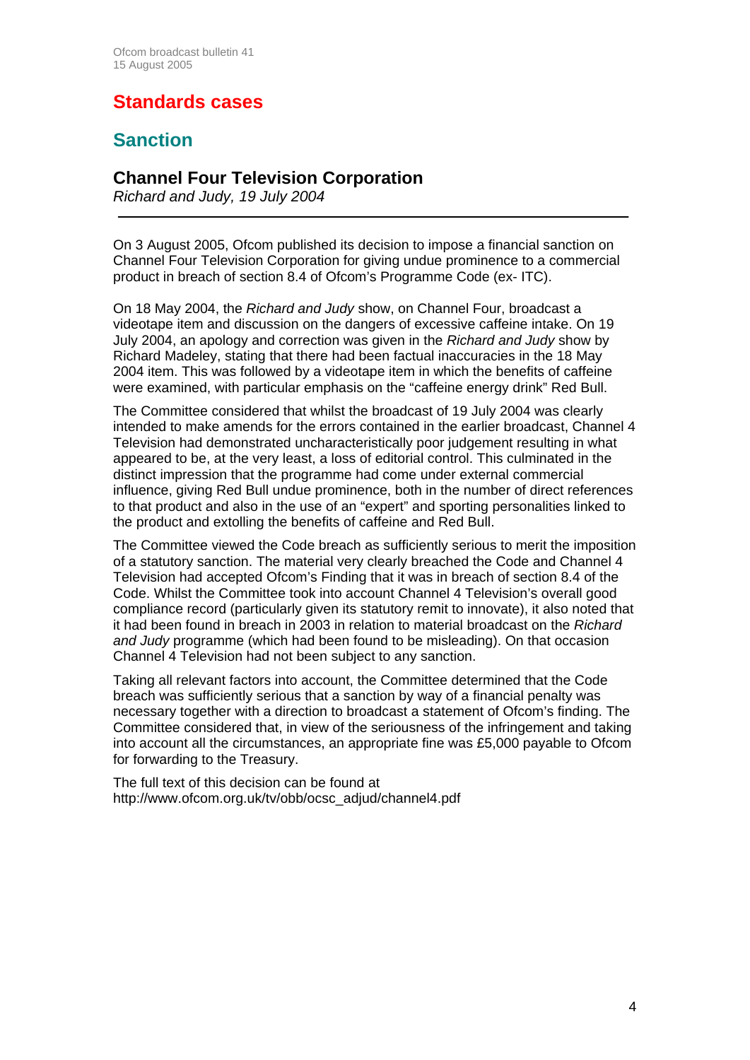# Standards cases

## Sanction

### Channel Four Television Corporation

*Richard and Judy, 19 July 2004*

---

On 3 August 2005, Ofcom published its decision to impose a financial sanction on Channel Four Television Corporation for giving undue prominence to a commercial product in breach of section 8.4 of Ofcom's Programme Code (ex- ITC).

On 18 May 2004, the *Richard and Judy* show, on Channel Four, broadcast a videotape item and discussion on the dangers of excessive caffeine intake. On 19 July 2004, an apology and correction was given in the *Richard and Judy* show by Richard Madeley, stating that there had been factual inaccuracies in the 18 May 2004 item. This was followed by a videotape item in which the benefits of caffeine were examined, with particular emphasis on the "caffeine energy drink" Red Bull.

The Committee considered that whilst the broadcast of 19 July 2004 was clearly intended to make amends for the errors contained in the earlier broadcast, Channel 4 Television had demonstrated uncharacteristically poor judgement resulting in what appeared to be, at the very least, a loss of editorial control. This culminated in the distinct impression that the programme had come under external commercial influence, giving Red Bull undue prominence, both in the number of direct references to that product and also in the use of an "expert" and sporting personalities linked to the product and extolling the benefits of caffeine and Red Bull.

The Committee viewed the Code breach as sufficiently serious to merit the imposition of a statutory sanction. The material very clearly breached the Code and Channel 4 Television had accepted Ofcom's Finding that it was in breach of section 8.4 of the Code. Whilst the Committee took into account Channel 4 Television's overall good compliance record (particularly given its statutory remit to innovate), it also noted that it had been found in breach in 2003 in relation to material broadcast on the *Richard and Judy* programme (which had been found to be misleading). On that occasion Channel 4 Television had not been subject to any sanction.

Taking all relevant factors into account, the Committee determined that the Code breach was sufficiently serious that a sanction by way of a financial penalty was necessary together with a direction to broadcast a statement of Ofcom's finding. The Committee considered that, in view of the seriousness of the infringement and taking into account all the circumstances, an appropriate fine was £5,000 payable to Ofcom for forwarding to the Treasury.

The full text of this decision can be found at http://www.ofcom.org.uk/tv/obb/ocsc_adjud/channel4.pdf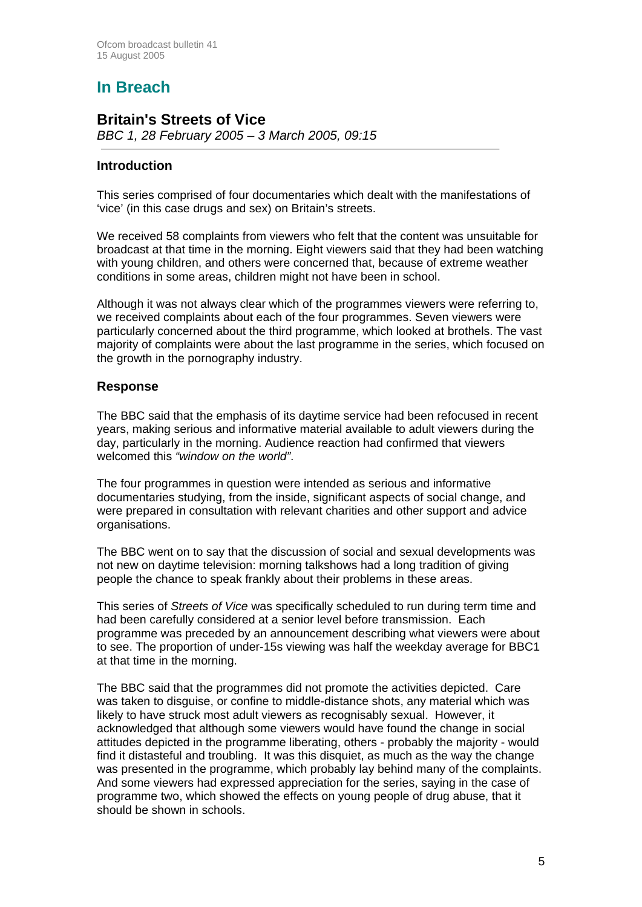# In Breach

## Britain's Streets of Vice

*BBC 1, 28 February 2005 – 3 March 2005, 09:15*

### Introduction

This series comprised of four documentaries which dealt with the manifestations of 'vice' (in this case drugs and sex) on Britain's streets.

We received 58 complaints from viewers who felt that the content was unsuitable for broadcast at that time in the morning. Eight viewers said that they had been watching with young children, and others were concerned that, because of extreme weather conditions in some areas, children might not have been in school.

Although it was not always clear which of the programmes viewers were referring to, we received complaints about each of the four programmes. Seven viewers were particularly concerned about the third programme, which looked at brothels. The vast majority of complaints were about the last programme in the series, which focused on the growth in the pornography industry.

### Response

The BBC said that the emphasis of its daytime service had been refocused in recent years, making serious and informative material available to adult viewers during the day, particularly in the morning. Audience reaction had confirmed that viewers welcomed this *"window on the world"*.

The four programmes in question were intended as serious and informative documentaries studying, from the inside, significant aspects of social change, and were prepared in consultation with relevant charities and other support and advice organisations.

The BBC went on to say that the discussion of social and sexual developments was not new on daytime television: morning talkshows had a long tradition of giving people the chance to speak frankly about their problems in these areas.

This series of *Streets of Vice* was specifically scheduled to run during term time and had been carefully considered at a senior level before transmission. Each programme was preceded by an announcement describing what viewers were about to see. The proportion of under-15s viewing was half the weekday average for BBC1 at that time in the morning.

The BBC said that the programmes did not promote the activities depicted. Care was taken to disguise, or confine to middle-distance shots, any material which was likely to have struck most adult viewers as recognisably sexual. However, it acknowledged that although some viewers would have found the change in social attitudes depicted in the programme liberating, others - probably the majority - would find it distasteful and troubling. It was this disquiet, as much as the way the change was presented in the programme, which probably lay behind many of the complaints. And some viewers had expressed appreciation for the series, saying in the case of programme two, which showed the effects on young people of drug abuse, that it should be shown in schools.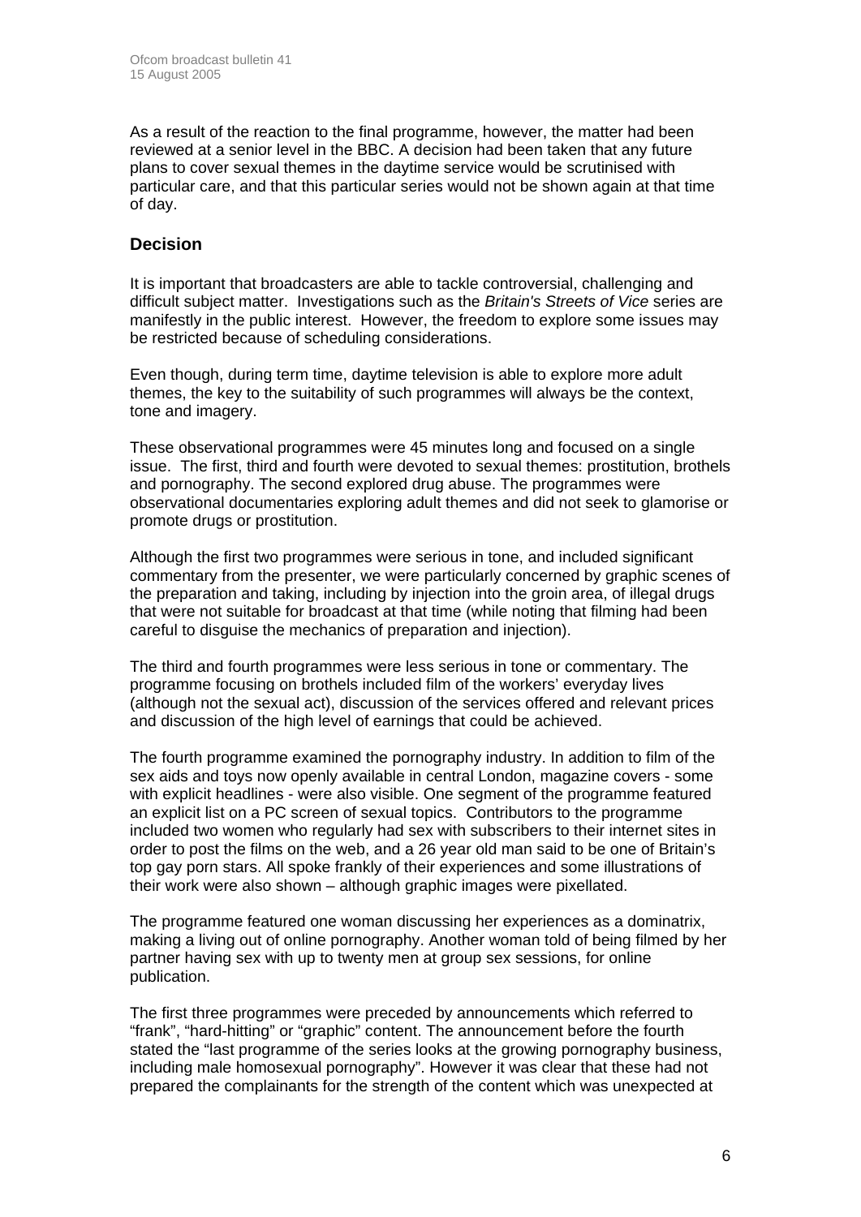As a result of the reaction to the final programme, however, the matter had been reviewed at a senior level in the BBC. A decision had been taken that any future plans to cover sexual themes in the daytime service would be scrutinised with particular care, and that this particular series would not be shown again at that time of day.

### Decision

It is important that broadcasters are able to tackle controversial, challenging and difficult subject matter. Investigations such as the *Britain's Streets of Vice* series are manifestly in the public interest. However, the freedom to explore some issues may be restricted because of scheduling considerations.

Even though, during term time, daytime television is able to explore more adult themes, the key to the suitability of such programmes will always be the context, tone and imagery.

These observational programmes were 45 minutes long and focused on a single issue. The first, third and fourth were devoted to sexual themes: prostitution, brothels and pornography. The second explored drug abuse. The programmes were observational documentaries exploring adult themes and did not seek to glamorise or promote drugs or prostitution.

Although the first two programmes were serious in tone, and included significant commentary from the presenter, we were particularly concerned by graphic scenes of the preparation and taking, including by injection into the groin area, of illegal drugs that were not suitable for broadcast at that time (while noting that filming had been careful to disguise the mechanics of preparation and injection).

The third and fourth programmes were less serious in tone or commentary. The programme focusing on brothels included film of the workers' everyday lives (although not the sexual act), discussion of the services offered and relevant prices and discussion of the high level of earnings that could be achieved.

The fourth programme examined the pornography industry. In addition to film of the sex aids and toys now openly available in central London, magazine covers - some with explicit headlines - were also visible. One segment of the programme featured an explicit list on a PC screen of sexual topics. Contributors to the programme included two women who regularly had sex with subscribers to their internet sites in order to post the films on the web, and a 26 year old man said to be one of Britain's top gay porn stars. All spoke frankly of their experiences and some illustrations of their work were also shown – although graphic images were pixellated.

The programme featured one woman discussing her experiences as a dominatrix, making a living out of online pornography. Another woman told of being filmed by her partner having sex with up to twenty men at group sex sessions, for online publication.

The first three programmes were preceded by announcements which referred to "frank", "hard-hitting" or "graphic" content. The announcement before the fourth stated the "last programme of the series looks at the growing pornography business, including male homosexual pornography". However it was clear that these had not prepared the complainants for the strength of the content which was unexpected at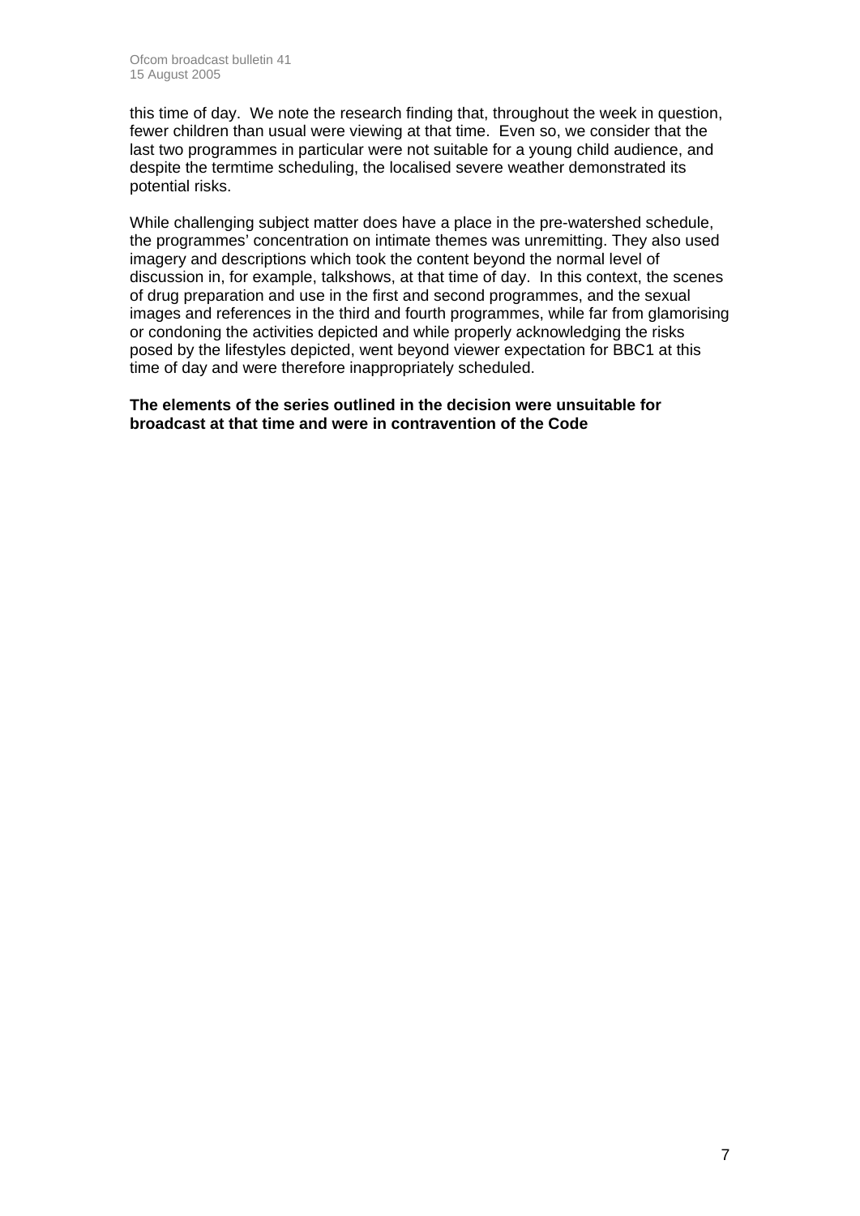this time of day. We note the research finding that, throughout the week in question, fewer children than usual were viewing at that time. Even so, we consider that the last two programmes in particular were not suitable for a young child audience, and despite the termtime scheduling, the localised severe weather demonstrated its potential risks.

While challenging subject matter does have a place in the pre-watershed schedule, the programmes' concentration on intimate themes was unremitting. They also used imagery and descriptions which took the content beyond the normal level of discussion in, for example, talkshows, at that time of day. In this context, the scenes of drug preparation and use in the first and second programmes, and the sexual images and references in the third and fourth programmes, while far from glamorising or condoning the activities depicted and while properly acknowledging the risks posed by the lifestyles depicted, went beyond viewer expectation for BBC1 at this time of day and were therefore inappropriately scheduled.

**The elements of the series outlined in the decision were unsuitable for broadcast at that time and were in contravention of the Code**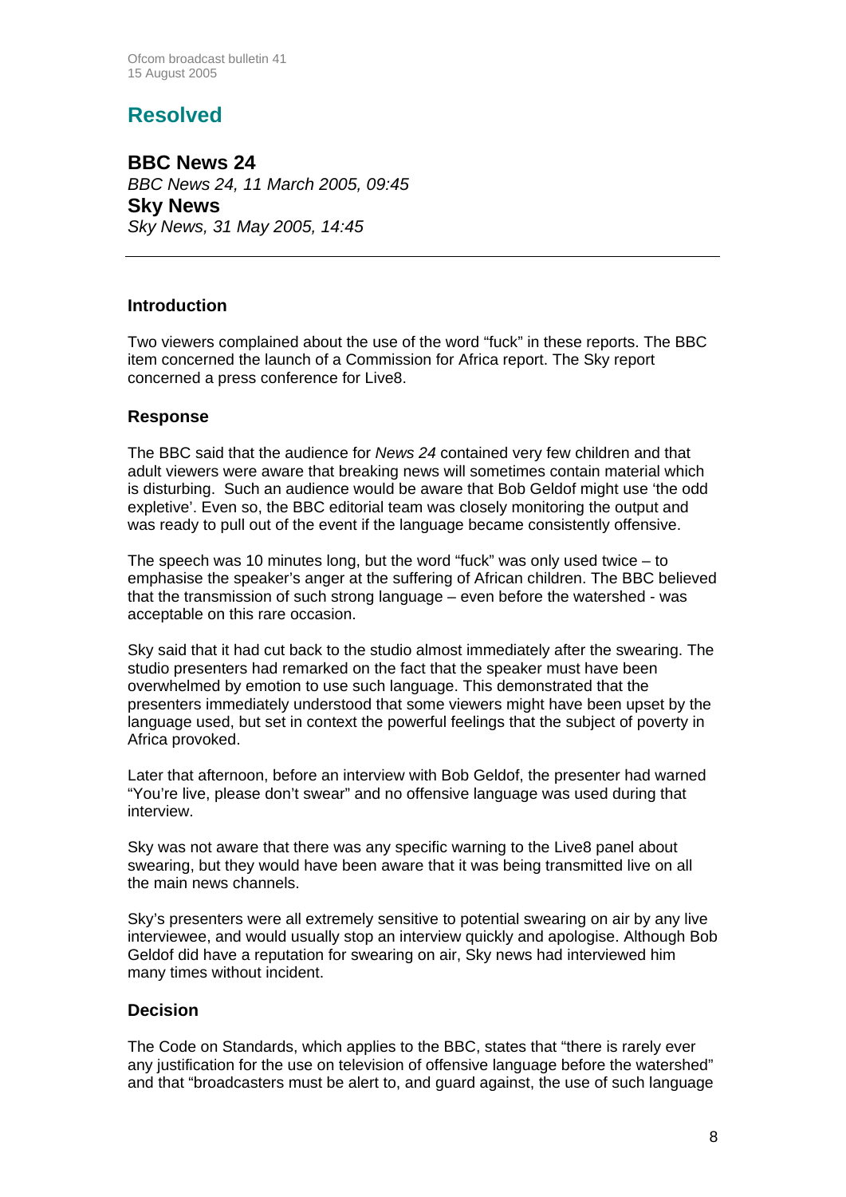## Resolved

### BBC News 24

*BBC News 24, 11 March 2005, 09:45*

### Sky News

*Sky News, 31 May 2005, 14:45*

---

#### Introduction

Two viewers complained about the use of the word "fuck" in these reports. The BBC item concerned the launch of a Commission for Africa report. The Sky report concerned a press conference for Live8.

#### Response

The BBC said that the audience for *News 24* contained very few children and that adult viewers were aware that breaking news will sometimes contain material which is disturbing. Such an audience would be aware that Bob Geldof might use 'the odd expletive'. Even so, the BBC editorial team was closely monitoring the output and was ready to pull out of the event if the language became consistently offensive.

The speech was 10 minutes long, but the word "fuck" was only used twice – to emphasise the speaker's anger at the suffering of African children. The BBC believed that the transmission of such strong language – even before the watershed - was acceptable on this rare occasion.

Sky said that it had cut back to the studio almost immediately after the swearing. The studio presenters had remarked on the fact that the speaker must have been overwhelmed by emotion to use such language. This demonstrated that the presenters immediately understood that some viewers might have been upset by the language used, but set in context the powerful feelings that the subject of poverty in Africa provoked.

Later that afternoon, before an interview with Bob Geldof, the presenter had warned "You're live, please don't swear" and no offensive language was used during that interview.

Sky was not aware that there was any specific warning to the Live8 panel about swearing, but they would have been aware that it was being transmitted live on all the main news channels.

Sky's presenters were all extremely sensitive to potential swearing on air by any live interviewee, and would usually stop an interview quickly and apologise. Although Bob Geldof did have a reputation for swearing on air, Sky news had interviewed him many times without incident.

#### Decision

The Code on Standards, which applies to the BBC, states that "there is rarely ever any justification for the use on television of offensive language before the watershed" and that "broadcasters must be alert to, and guard against, the use of such language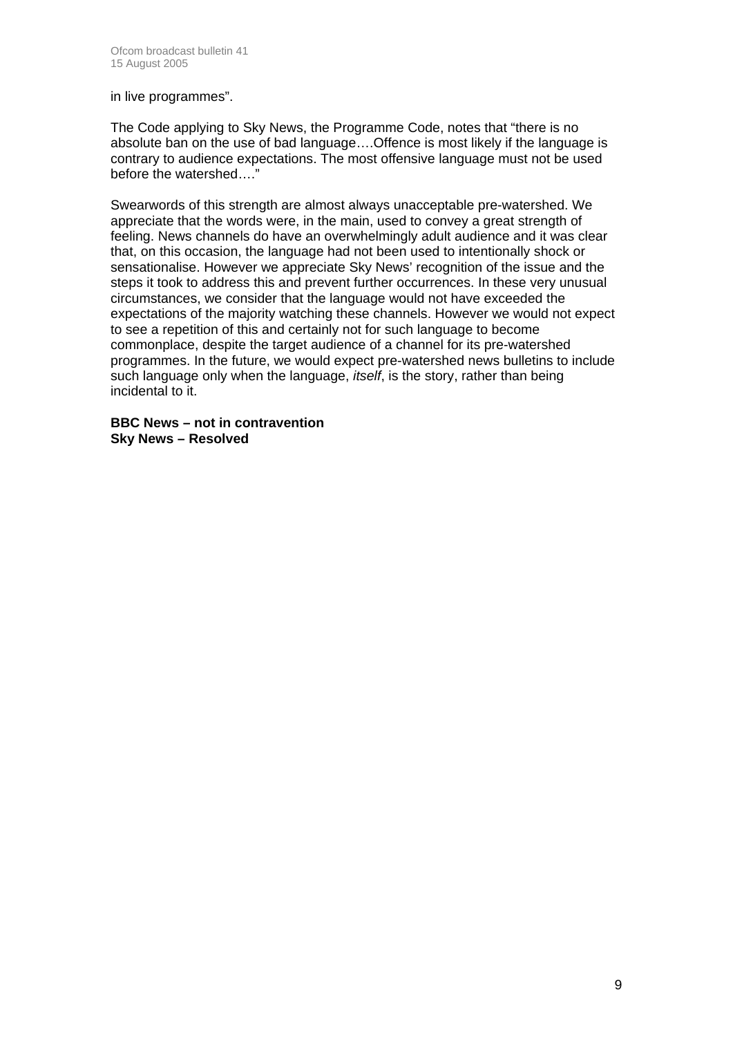in live programmes".

The Code applying to Sky News, the Programme Code, notes that "there is no absolute ban on the use of bad language….Offence is most likely if the language is contrary to audience expectations. The most offensive language must not be used before the watershed…."

Swearwords of this strength are almost always unacceptable pre-watershed. We appreciate that the words were, in the main, used to convey a great strength of feeling. News channels do have an overwhelmingly adult audience and it was clear that, on this occasion, the language had not been used to intentionally shock or sensationalise. However we appreciate Sky News' recognition of the issue and the steps it took to address this and prevent further occurrences. In these very unusual circumstances, we consider that the language would not have exceeded the expectations of the majority watching these channels. However we would not expect to see a repetition of this and certainly not for such language to become commonplace, despite the target audience of a channel for its pre-watershed programmes. In the future, we would expect pre-watershed news bulletins to include such language only when the language, *itself*, is the story, rather than being incidental to it.

**BBC News – not in contravention**
**Sky News – Resolved**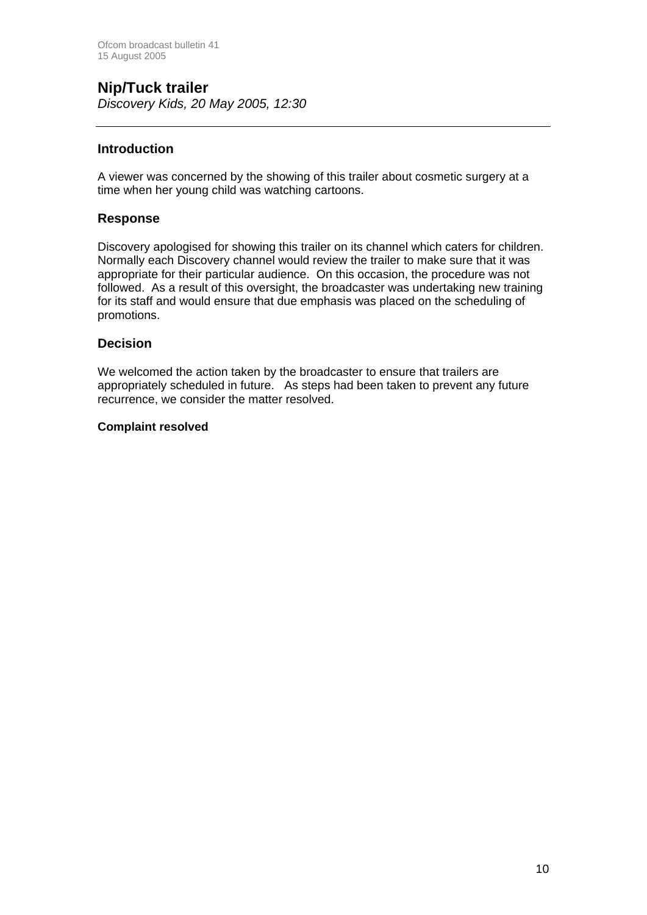## Nip/Tuck trailer

*Discovery Kids, 20 May 2005, 12:30*

---

### Introduction

A viewer was concerned by the showing of this trailer about cosmetic surgery at a time when her young child was watching cartoons.

### Response

Discovery apologised for showing this trailer on its channel which caters for children. Normally each Discovery channel would review the trailer to make sure that it was appropriate for their particular audience. On this occasion, the procedure was not followed. As a result of this oversight, the broadcaster was undertaking new training for its staff and would ensure that due emphasis was placed on the scheduling of promotions.

### Decision

We welcomed the action taken by the broadcaster to ensure that trailers are appropriately scheduled in future. As steps had been taken to prevent any future recurrence, we consider the matter resolved.

**Complaint resolved**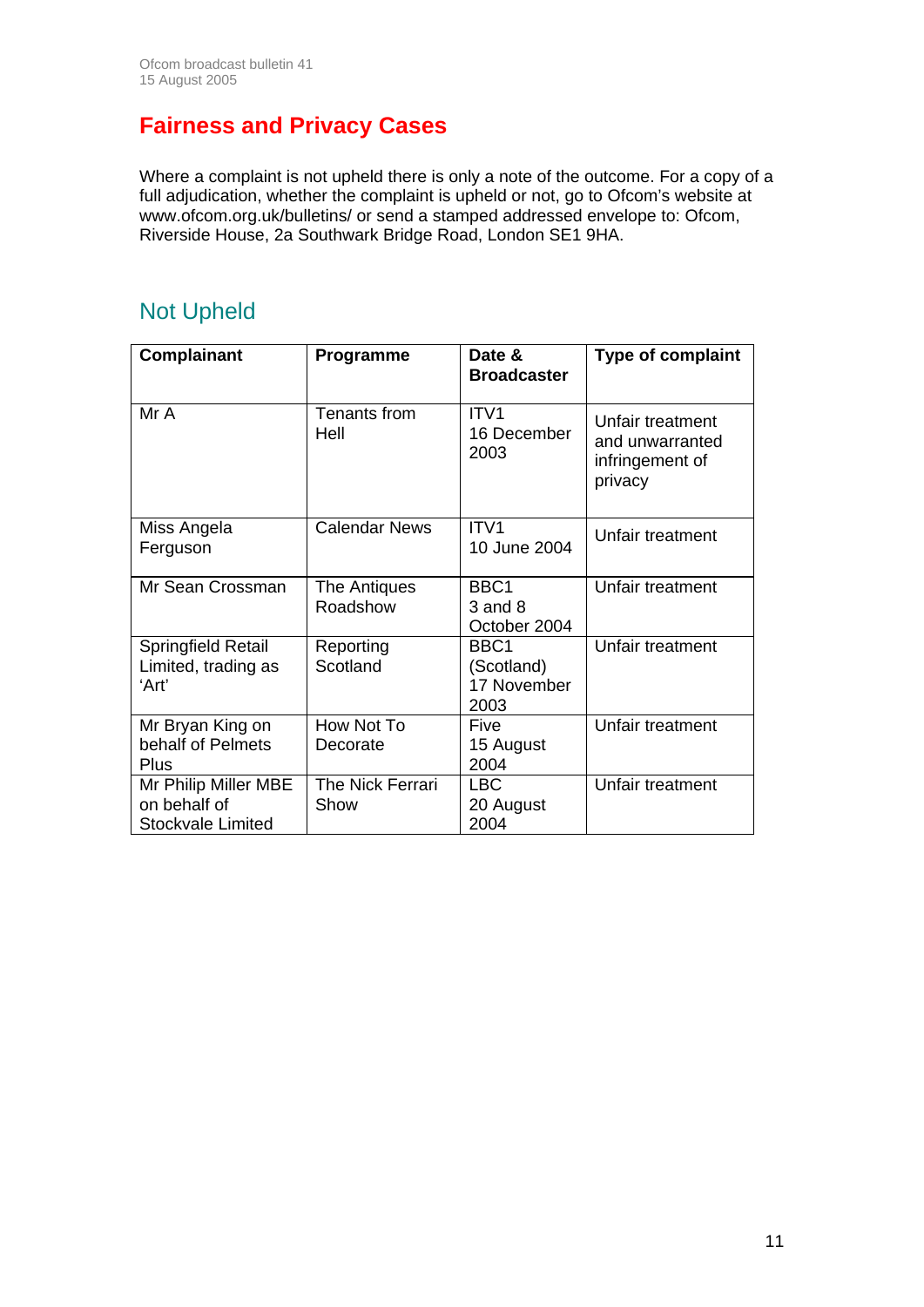# Fairness and Privacy Cases

Where a complaint is not upheld there is only a note of the outcome. For a copy of a full adjudication, whether the complaint is upheld or not, go to Ofcom's website at www.ofcom.org.uk/bulletins/ or send a stamped addressed envelope to: Ofcom, Riverside House, 2a Southwark Bridge Road, London SE1 9HA.

## Not Upheld

| Complainant | Programme | Date & Broadcaster | Type of complaint |
|---|---|---|---|
| Mr A | Tenants from Hell | ITV1 16 December 2003 | Unfair treatment and unwarranted infringement of privacy |
| Miss Angela Ferguson | Calendar News | ITV1 10 June 2004 | Unfair treatment |
| Mr Sean Crossman | The Antiques Roadshow | BBC1 3 and 8 October 2004 | Unfair treatment |
| Springfield Retail Limited, trading as 'Art' | Reporting Scotland | BBC1 (Scotland) 17 November 2003 | Unfair treatment |
| Mr Bryan King on behalf of Pelmets Plus | How Not To Decorate | Five 15 August 2004 | Unfair treatment |
| Mr Philip Miller MBE on behalf of Stockvale Limited | The Nick Ferrari Show | LBC 20 August 2004 | Unfair treatment |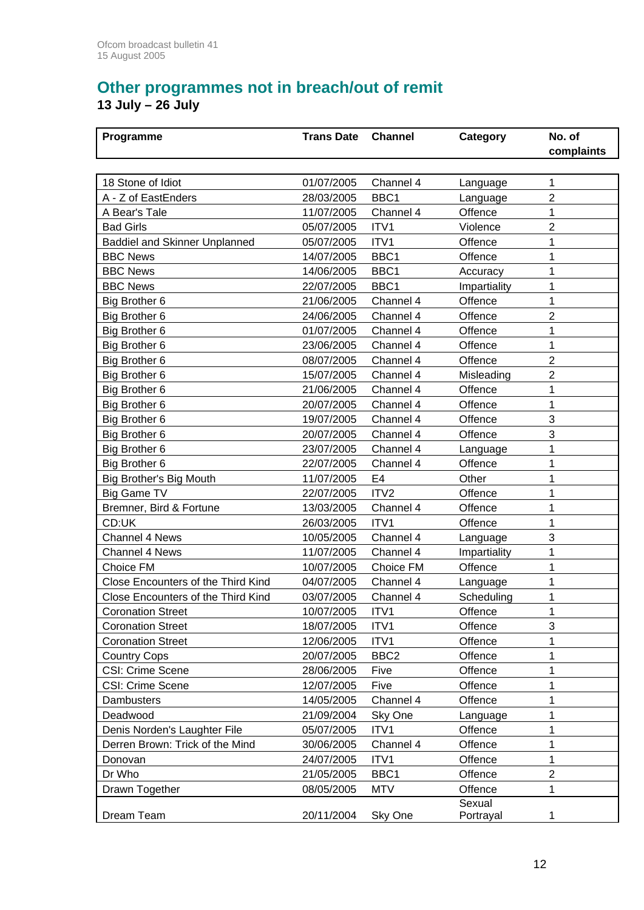## Other programmes not in breach/out of remit

### 13 July – 26 July

| Programme | Trans Date | Channel | Category | No. of complaints |
|---|---|---|---|---|
| 18 Stone of Idiot | 01/07/2005 | Channel 4 | Language | 1 |
| A - Z of EastEnders | 28/03/2005 | BBC1 | Language | 2 |
| A Bear's Tale | 11/07/2005 | Channel 4 | Offence | 1 |
| Bad Girls | 05/07/2005 | ITV1 | Violence | 2 |
| Baddiel and Skinner Unplanned | 05/07/2005 | ITV1 | Offence | 1 |
| BBC News | 14/07/2005 | BBC1 | Offence | 1 |
| BBC News | 14/06/2005 | BBC1 | Accuracy | 1 |
| BBC News | 22/07/2005 | BBC1 | Impartiality | 1 |
| Big Brother 6 | 21/06/2005 | Channel 4 | Offence | 1 |
| Big Brother 6 | 24/06/2005 | Channel 4 | Offence | 2 |
| Big Brother 6 | 01/07/2005 | Channel 4 | Offence | 1 |
| Big Brother 6 | 23/06/2005 | Channel 4 | Offence | 1 |
| Big Brother 6 | 08/07/2005 | Channel 4 | Offence | 2 |
| Big Brother 6 | 15/07/2005 | Channel 4 | Misleading | 2 |
| Big Brother 6 | 21/06/2005 | Channel 4 | Offence | 1 |
| Big Brother 6 | 20/07/2005 | Channel 4 | Offence | 1 |
| Big Brother 6 | 19/07/2005 | Channel 4 | Offence | 3 |
| Big Brother 6 | 20/07/2005 | Channel 4 | Offence | 3 |
| Big Brother 6 | 23/07/2005 | Channel 4 | Language | 1 |
| Big Brother 6 | 22/07/2005 | Channel 4 | Offence | 1 |
| Big Brother's Big Mouth | 11/07/2005 | E4 | Other | 1 |
| Big Game TV | 22/07/2005 | ITV2 | Offence | 1 |
| Bremner, Bird & Fortune | 13/03/2005 | Channel 4 | Offence | 1 |
| CD:UK | 26/03/2005 | ITV1 | Offence | 1 |
| Channel 4 News | 10/05/2005 | Channel 4 | Language | 3 |
| Channel 4 News | 11/07/2005 | Channel 4 | Impartiality | 1 |
| Choice FM | 10/07/2005 | Choice FM | Offence | 1 |
| Close Encounters of the Third Kind | 04/07/2005 | Channel 4 | Language | 1 |
| Close Encounters of the Third Kind | 03/07/2005 | Channel 4 | Scheduling | 1 |
| Coronation Street | 10/07/2005 | ITV1 | Offence | 1 |
| Coronation Street | 18/07/2005 | ITV1 | Offence | 3 |
| Coronation Street | 12/06/2005 | ITV1 | Offence | 1 |
| Country Cops | 20/07/2005 | BBC2 | Offence | 1 |
| CSI: Crime Scene | 28/06/2005 | Five | Offence | 1 |
| CSI: Crime Scene | 12/07/2005 | Five | Offence | 1 |
| Dambusters | 14/05/2005 | Channel 4 | Offence | 1 |
| Deadwood | 21/09/2004 | Sky One | Language | 1 |
| Denis Norden's Laughter File | 05/07/2005 | ITV1 | Offence | 1 |
| Derren Brown: Trick of the Mind | 30/06/2005 | Channel 4 | Offence | 1 |
| Donovan | 24/07/2005 | ITV1 | Offence | 1 |
| Dr Who | 21/05/2005 | BBC1 | Offence | 2 |
| Drawn Together | 08/05/2005 | MTV | Offence | 1 |
| Dream Team | 20/11/2004 | Sky One | Sexual Portrayal | 1 |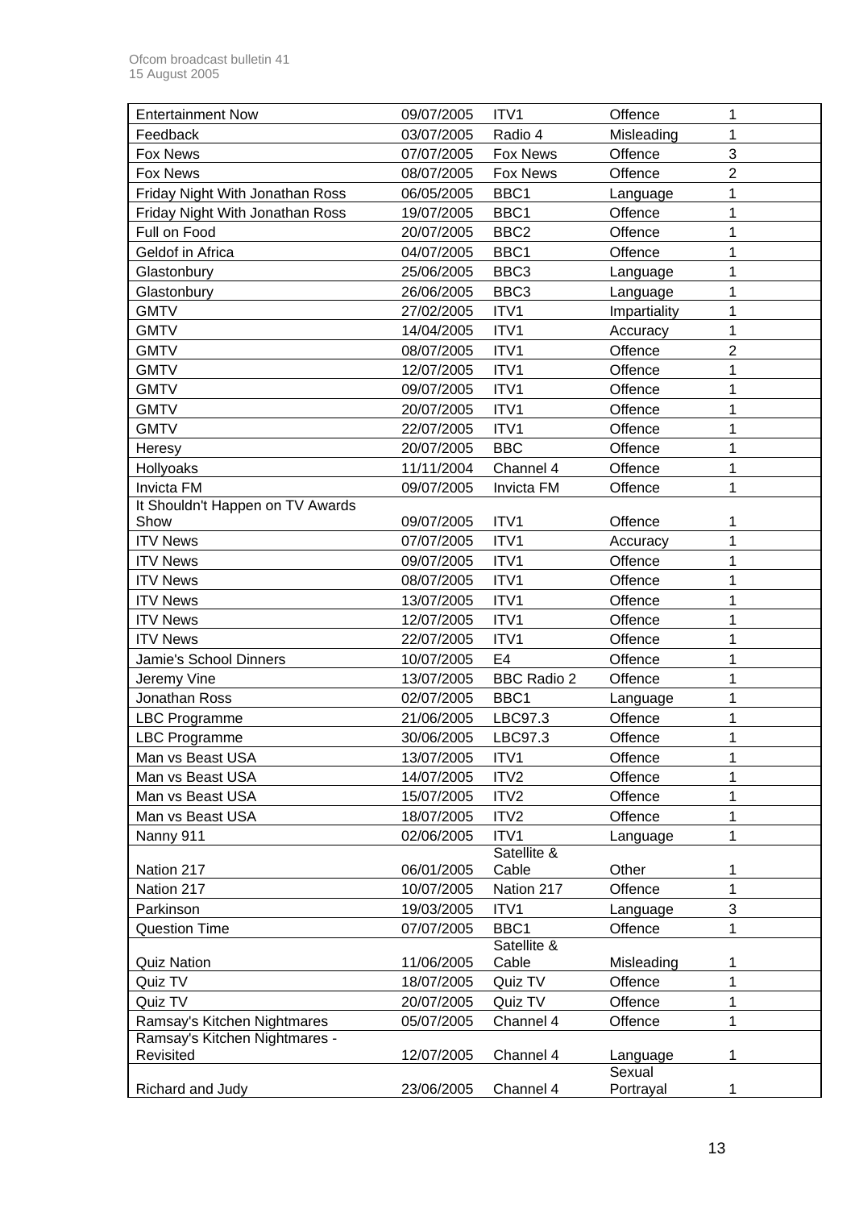| Entertainment Now | 09/07/2005 | ITV1 | Offence | 1 |
|---|---|---|---|---|
| Feedback | 03/07/2005 | Radio 4 | Misleading | 1 |
| Fox News | 07/07/2005 | Fox News | Offence | 3 |
| Fox News | 08/07/2005 | Fox News | Offence | 2 |
| Friday Night With Jonathan Ross | 06/05/2005 | BBC1 | Language | 1 |
| Friday Night With Jonathan Ross | 19/07/2005 | BBC1 | Offence | 1 |
| Full on Food | 20/07/2005 | BBC2 | Offence | 1 |
| Geldof in Africa | 04/07/2005 | BBC1 | Offence | 1 |
| Glastonbury | 25/06/2005 | BBC3 | Language | 1 |
| Glastonbury | 26/06/2005 | BBC3 | Language | 1 |
| GMTV | 27/02/2005 | ITV1 | Impartiality | 1 |
| GMTV | 14/04/2005 | ITV1 | Accuracy | 1 |
| GMTV | 08/07/2005 | ITV1 | Offence | 2 |
| GMTV | 12/07/2005 | ITV1 | Offence | 1 |
| GMTV | 09/07/2005 | ITV1 | Offence | 1 |
| GMTV | 20/07/2005 | ITV1 | Offence | 1 |
| GMTV | 22/07/2005 | ITV1 | Offence | 1 |
| Heresy | 20/07/2005 | BBC | Offence | 1 |
| Hollyoaks | 11/11/2004 | Channel 4 | Offence | 1 |
| Invicta FM | 09/07/2005 | Invicta FM | Offence | 1 |
| It Shouldn't Happen on TV Awards Show | 09/07/2005 | ITV1 | Offence | 1 |
| ITV News | 07/07/2005 | ITV1 | Accuracy | 1 |
| ITV News | 09/07/2005 | ITV1 | Offence | 1 |
| ITV News | 08/07/2005 | ITV1 | Offence | 1 |
| ITV News | 13/07/2005 | ITV1 | Offence | 1 |
| ITV News | 12/07/2005 | ITV1 | Offence | 1 |
| ITV News | 22/07/2005 | ITV1 | Offence | 1 |
| Jamie's School Dinners | 10/07/2005 | E4 | Offence | 1 |
| Jeremy Vine | 13/07/2005 | BBC Radio 2 | Offence | 1 |
| Jonathan Ross | 02/07/2005 | BBC1 | Language | 1 |
| LBC Programme | 21/06/2005 | LBC97.3 | Offence | 1 |
| LBC Programme | 30/06/2005 | LBC97.3 | Offence | 1 |
| Man vs Beast USA | 13/07/2005 | ITV1 | Offence | 1 |
| Man vs Beast USA | 14/07/2005 | ITV2 | Offence | 1 |
| Man vs Beast USA | 15/07/2005 | ITV2 | Offence | 1 |
| Man vs Beast USA | 18/07/2005 | ITV2 | Offence | 1 |
| Nanny 911 | 02/06/2005 | ITV1 | Language | 1 |
| Nation 217 | 06/01/2005 | Satellite & Cable | Other | 1 |
| Nation 217 | 10/07/2005 | Nation 217 | Offence | 1 |
| Parkinson | 19/03/2005 | ITV1 | Language | 3 |
| Question Time | 07/07/2005 | BBC1 | Offence | 1 |
| Quiz Nation | 11/06/2005 | Satellite & Cable | Misleading | 1 |
| Quiz TV | 18/07/2005 | Quiz TV | Offence | 1 |
| Quiz TV | 20/07/2005 | Quiz TV | Offence | 1 |
| Ramsay's Kitchen Nightmares | 05/07/2005 | Channel 4 | Offence | 1 |
| Ramsay's Kitchen Nightmares - Revisited | 12/07/2005 | Channel 4 | Language | 1 |
| Richard and Judy | 23/06/2005 | Channel 4 | Sexual Portrayal | 1 |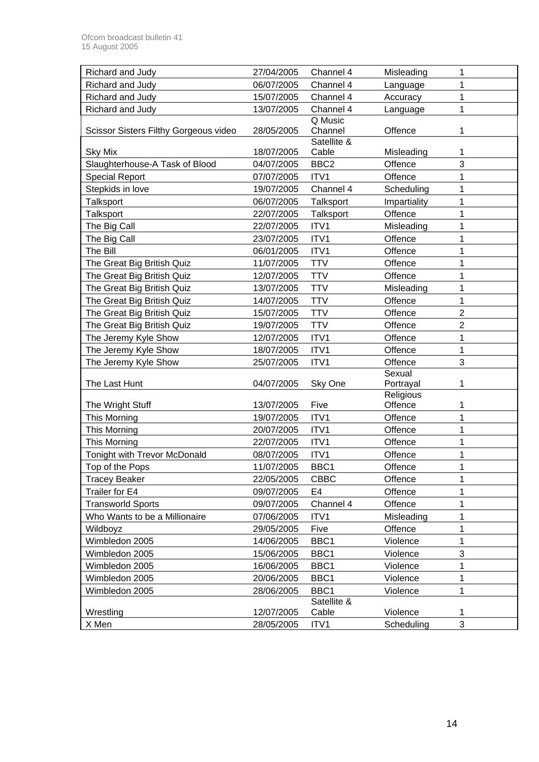| | | | | |
|---|---|---|---|---|
| Richard and Judy | 27/04/2005 | Channel 4 | Misleading | 1 |
| Richard and Judy | 06/07/2005 | Channel 4 | Language | 1 |
| Richard and Judy | 15/07/2005 | Channel 4 | Accuracy | 1 |
| Richard and Judy | 13/07/2005 | Channel 4 | Language | 1 |
| Scissor Sisters Filthy Gorgeous video | 28/05/2005 | Q Music Channel | Offence | 1 |
| Sky Mix | 18/07/2005 | Satellite & Cable | Misleading | 1 |
| Slaughterhouse-A Task of Blood | 04/07/2005 | BBC2 | Offence | 3 |
| Special Report | 07/07/2005 | ITV1 | Offence | 1 |
| Stepkids in love | 19/07/2005 | Channel 4 | Scheduling | 1 |
| Talksport | 06/07/2005 | Talksport | Impartiality | 1 |
| Talksport | 22/07/2005 | Talksport | Offence | 1 |
| The Big Call | 22/07/2005 | ITV1 | Misleading | 1 |
| The Big Call | 23/07/2005 | ITV1 | Offence | 1 |
| The Bill | 06/01/2005 | ITV1 | Offence | 1 |
| The Great Big British Quiz | 11/07/2005 | TTV | Offence | 1 |
| The Great Big British Quiz | 12/07/2005 | TTV | Offence | 1 |
| The Great Big British Quiz | 13/07/2005 | TTV | Misleading | 1 |
| The Great Big British Quiz | 14/07/2005 | TTV | Offence | 1 |
| The Great Big British Quiz | 15/07/2005 | TTV | Offence | 2 |
| The Great Big British Quiz | 19/07/2005 | TTV | Offence | 2 |
| The Jeremy Kyle Show | 12/07/2005 | ITV1 | Offence | 1 |
| The Jeremy Kyle Show | 18/07/2005 | ITV1 | Offence | 1 |
| The Jeremy Kyle Show | 25/07/2005 | ITV1 | Offence | 3 |
| The Last Hunt | 04/07/2005 | Sky One | Sexual Portrayal | 1 |
| The Wright Stuff | 13/07/2005 | Five | Religious Offence | 1 |
| This Morning | 19/07/2005 | ITV1 | Offence | 1 |
| This Morning | 20/07/2005 | ITV1 | Offence | 1 |
| This Morning | 22/07/2005 | ITV1 | Offence | 1 |
| Tonight with Trevor McDonald | 08/07/2005 | ITV1 | Offence | 1 |
| Top of the Pops | 11/07/2005 | BBC1 | Offence | 1 |
| Tracey Beaker | 22/05/2005 | CBBC | Offence | 1 |
| Trailer for E4 | 09/07/2005 | E4 | Offence | 1 |
| Transworld Sports | 09/07/2005 | Channel 4 | Offence | 1 |
| Who Wants to be a Millionaire | 07/06/2005 | ITV1 | Misleading | 1 |
| Wildboyz | 29/05/2005 | Five | Offence | 1 |
| Wimbledon 2005 | 14/06/2005 | BBC1 | Violence | 1 |
| Wimbledon 2005 | 15/06/2005 | BBC1 | Violence | 3 |
| Wimbledon 2005 | 16/06/2005 | BBC1 | Violence | 1 |
| Wimbledon 2005 | 20/06/2005 | BBC1 | Violence | 1 |
| Wimbledon 2005 | 28/06/2005 | BBC1 | Violence | 1 |
| Wrestling | 12/07/2005 | Satellite & Cable | Violence | 1 |
| X Men | 28/05/2005 | ITV1 | Scheduling | 3 |